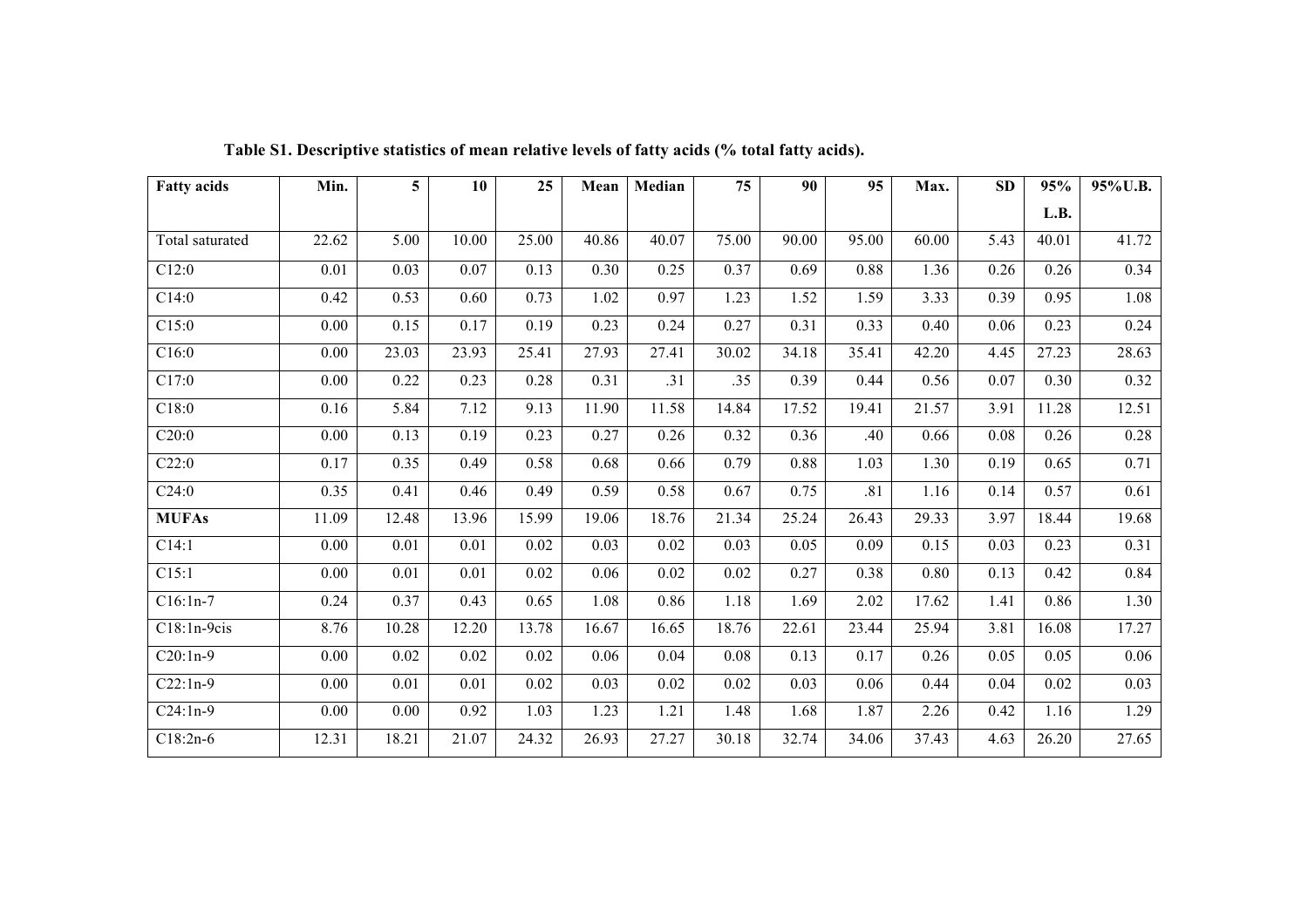**Table S1. Descriptive statistics of mean relative levels of fatty acids (% total fatty acids).**

| Fatty acids | Min. | 5 | 10 | 25 | Mean | Median | 75 | 90 | 95 | Max. | SD | 95% L.B. | 95%U.B. |
|---|---|---|---|---|---|---|---|---|---|---|---|---|---|
| Total saturated | 22.62 | 5.00 | 10.00 | 25.00 | 40.86 | 40.07 | 75.00 | 90.00 | 95.00 | 60.00 | 5.43 | 40.01 | 41.72 |
| C12:0 | 0.01 | 0.03 | 0.07 | 0.13 | 0.30 | 0.25 | 0.37 | 0.69 | 0.88 | 1.36 | 0.26 | 0.26 | 0.34 |
| C14:0 | 0.42 | 0.53 | 0.60 | 0.73 | 1.02 | 0.97 | 1.23 | 1.52 | 1.59 | 3.33 | 0.39 | 0.95 | 1.08 |
| C15:0 | 0.00 | 0.15 | 0.17 | 0.19 | 0.23 | 0.24 | 0.27 | 0.31 | 0.33 | 0.40 | 0.06 | 0.23 | 0.24 |
| C16:0 | 0.00 | 23.03 | 23.93 | 25.41 | 27.93 | 27.41 | 30.02 | 34.18 | 35.41 | 42.20 | 4.45 | 27.23 | 28.63 |
| C17:0 | 0.00 | 0.22 | 0.23 | 0.28 | 0.31 | .31 | .35 | 0.39 | 0.44 | 0.56 | 0.07 | 0.30 | 0.32 |
| C18:0 | 0.16 | 5.84 | 7.12 | 9.13 | 11.90 | 11.58 | 14.84 | 17.52 | 19.41 | 21.57 | 3.91 | 11.28 | 12.51 |
| C20:0 | 0.00 | 0.13 | 0.19 | 0.23 | 0.27 | 0.26 | 0.32 | 0.36 | .40 | 0.66 | 0.08 | 0.26 | 0.28 |
| C22:0 | 0.17 | 0.35 | 0.49 | 0.58 | 0.68 | 0.66 | 0.79 | 0.88 | 1.03 | 1.30 | 0.19 | 0.65 | 0.71 |
| C24:0 | 0.35 | 0.41 | 0.46 | 0.49 | 0.59 | 0.58 | 0.67 | 0.75 | .81 | 1.16 | 0.14 | 0.57 | 0.61 |
| **MUFAs** | 11.09 | 12.48 | 13.96 | 15.99 | 19.06 | 18.76 | 21.34 | 25.24 | 26.43 | 29.33 | 3.97 | 18.44 | 19.68 |
| C14:1 | 0.00 | 0.01 | 0.01 | 0.02 | 0.03 | 0.02 | 0.03 | 0.05 | 0.09 | 0.15 | 0.03 | 0.23 | 0.31 |
| C15:1 | 0.00 | 0.01 | 0.01 | 0.02 | 0.06 | 0.02 | 0.02 | 0.27 | 0.38 | 0.80 | 0.13 | 0.42 | 0.84 |
| C16:1n-7 | 0.24 | 0.37 | 0.43 | 0.65 | 1.08 | 0.86 | 1.18 | 1.69 | 2.02 | 17.62 | 1.41 | 0.86 | 1.30 |
| C18:1n-9cis | 8.76 | 10.28 | 12.20 | 13.78 | 16.67 | 16.65 | 18.76 | 22.61 | 23.44 | 25.94 | 3.81 | 16.08 | 17.27 |
| C20:1n-9 | 0.00 | 0.02 | 0.02 | 0.02 | 0.06 | 0.04 | 0.08 | 0.13 | 0.17 | 0.26 | 0.05 | 0.05 | 0.06 |
| C22:1n-9 | 0.00 | 0.01 | 0.01 | 0.02 | 0.03 | 0.02 | 0.02 | 0.03 | 0.06 | 0.44 | 0.04 | 0.02 | 0.03 |
| C24:1n-9 | 0.00 | 0.00 | 0.92 | 1.03 | 1.23 | 1.21 | 1.48 | 1.68 | 1.87 | 2.26 | 0.42 | 1.16 | 1.29 |
| C18:2n-6 | 12.31 | 18.21 | 21.07 | 24.32 | 26.93 | 27.27 | 30.18 | 32.74 | 34.06 | 37.43 | 4.63 | 26.20 | 27.65 |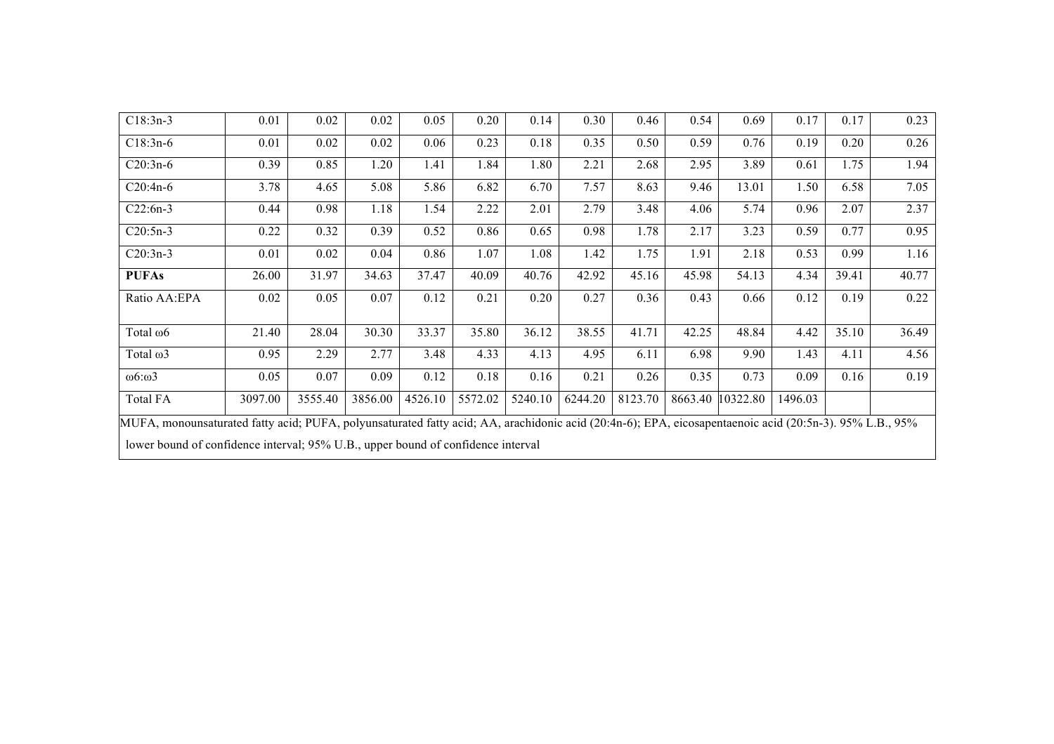| C18:3n-3 | 0.01 | 0.02 | 0.02 | 0.05 | 0.20 | 0.14 | 0.30 | 0.46 | 0.54 | 0.69 | 0.17 | 0.17 | 0.23 |
|---|---|---|---|---|---|---|---|---|---|---|---|---|---|
| C18:3n-6 | 0.01 | 0.02 | 0.02 | 0.06 | 0.23 | 0.18 | 0.35 | 0.50 | 0.59 | 0.76 | 0.19 | 0.20 | 0.26 |
| C20:3n-6 | 0.39 | 0.85 | 1.20 | 1.41 | 1.84 | 1.80 | 2.21 | 2.68 | 2.95 | 3.89 | 0.61 | 1.75 | 1.94 |
| C20:4n-6 | 3.78 | 4.65 | 5.08 | 5.86 | 6.82 | 6.70 | 7.57 | 8.63 | 9.46 | 13.01 | 1.50 | 6.58 | 7.05 |
| C22:6n-3 | 0.44 | 0.98 | 1.18 | 1.54 | 2.22 | 2.01 | 2.79 | 3.48 | 4.06 | 5.74 | 0.96 | 2.07 | 2.37 |
| C20:5n-3 | 0.22 | 0.32 | 0.39 | 0.52 | 0.86 | 0.65 | 0.98 | 1.78 | 2.17 | 3.23 | 0.59 | 0.77 | 0.95 |
| C20:3n-3 | 0.01 | 0.02 | 0.04 | 0.86 | 1.07 | 1.08 | 1.42 | 1.75 | 1.91 | 2.18 | 0.53 | 0.99 | 1.16 |
| **PUFAs** | 26.00 | 31.97 | 34.63 | 37.47 | 40.09 | 40.76 | 42.92 | 45.16 | 45.98 | 54.13 | 4.34 | 39.41 | 40.77 |
| Ratio AA:EPA | 0.02 | 0.05 | 0.07 | 0.12 | 0.21 | 0.20 | 0.27 | 0.36 | 0.43 | 0.66 | 0.12 | 0.19 | 0.22 |
| Total ω6 | 21.40 | 28.04 | 30.30 | 33.37 | 35.80 | 36.12 | 38.55 | 41.71 | 42.25 | 48.84 | 4.42 | 35.10 | 36.49 |
| Total ω3 | 0.95 | 2.29 | 2.77 | 3.48 | 4.33 | 4.13 | 4.95 | 6.11 | 6.98 | 9.90 | 1.43 | 4.11 | 4.56 |
| ω6:ω3 | 0.05 | 0.07 | 0.09 | 0.12 | 0.18 | 0.16 | 0.21 | 0.26 | 0.35 | 0.73 | 0.09 | 0.16 | 0.19 |
| Total FA | 3097.00 | 3555.40 | 3856.00 | 4526.10 | 5572.02 | 5240.10 | 6244.20 | 8123.70 | 8663.40 | 10322.80 | 1496.03 | | |

MUFA, monounsaturated fatty acid; PUFA, polyunsaturated fatty acid; AA, arachidonic acid (20:4n-6); EPA, eicosapentaenoic acid (20:5n-3). 95% L.B., 95% lower bound of confidence interval; 95% U.B., upper bound of confidence interval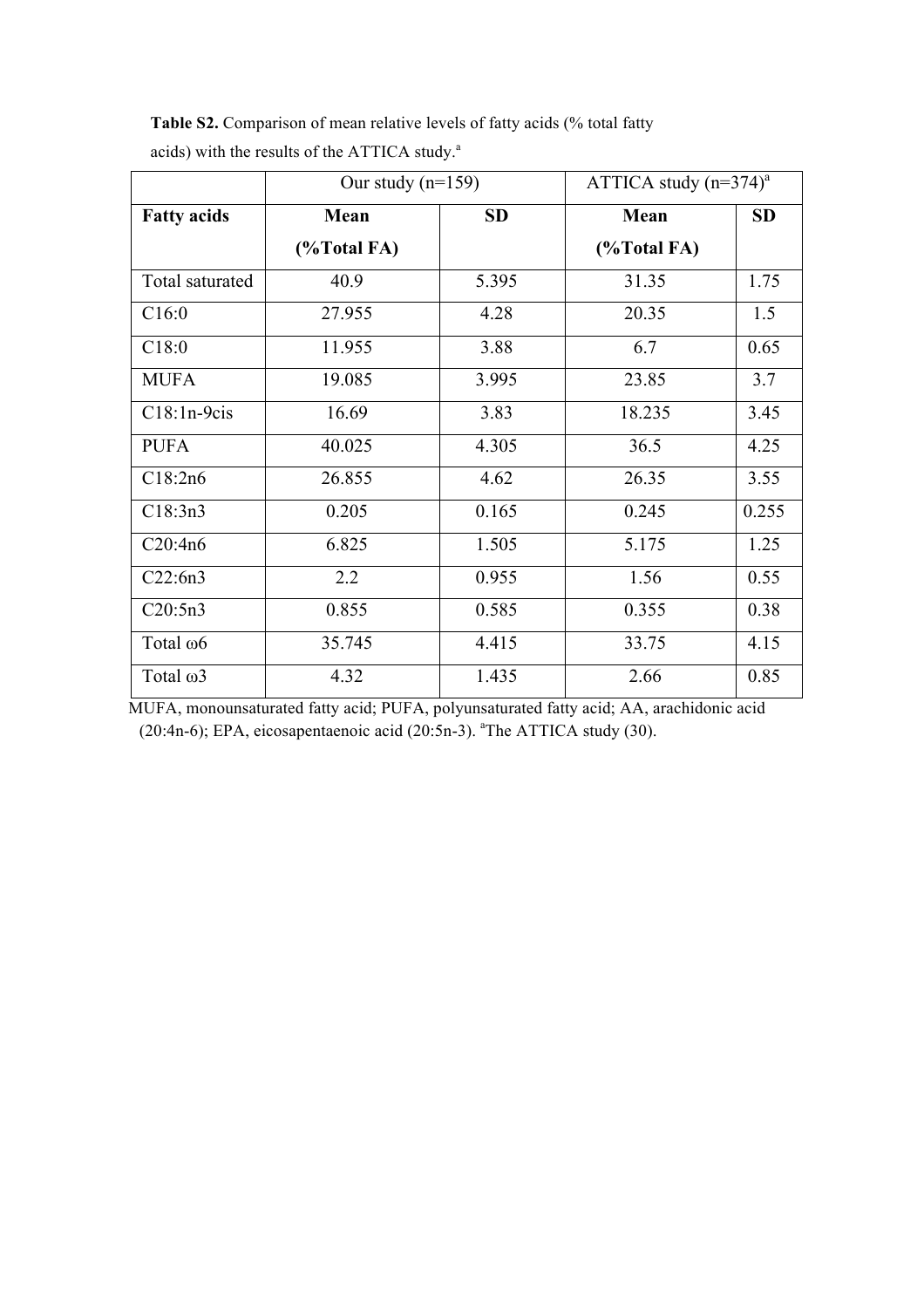**Table S2.** Comparison of mean relative levels of fatty acids (% total fatty acids) with the results of the ATTICA study.[a]

| | Our study (n=159) | | ATTICA study (n=374)[a] | |
|---|---|---|---|---|
| **Fatty acids** | **Mean (%Total FA)** | **SD** | **Mean (%Total FA)** | **SD** |
| Total saturated | 40.9 | 5.395 | 31.35 | 1.75 |
| C16:0 | 27.955 | 4.28 | 20.35 | 1.5 |
| C18:0 | 11.955 | 3.88 | 6.7 | 0.65 |
| MUFA | 19.085 | 3.995 | 23.85 | 3.7 |
| C18:1n-9cis | 16.69 | 3.83 | 18.235 | 3.45 |
| PUFA | 40.025 | 4.305 | 36.5 | 4.25 |
| C18:2n6 | 26.855 | 4.62 | 26.35 | 3.55 |
| C18:3n3 | 0.205 | 0.165 | 0.245 | 0.255 |
| C20:4n6 | 6.825 | 1.505 | 5.175 | 1.25 |
| C22:6n3 | 2.2 | 0.955 | 1.56 | 0.55 |
| C20:5n3 | 0.855 | 0.585 | 0.355 | 0.38 |
| Total ω6 | 35.745 | 4.415 | 33.75 | 4.15 |
| Total ω3 | 4.32 | 1.435 | 2.66 | 0.85 |

MUFA, monounsaturated fatty acid; PUFA, polyunsaturated fatty acid; AA, arachidonic acid (20:4n-6); EPA, eicosapentaenoic acid (20:5n-3). [a]The ATTICA study (30).